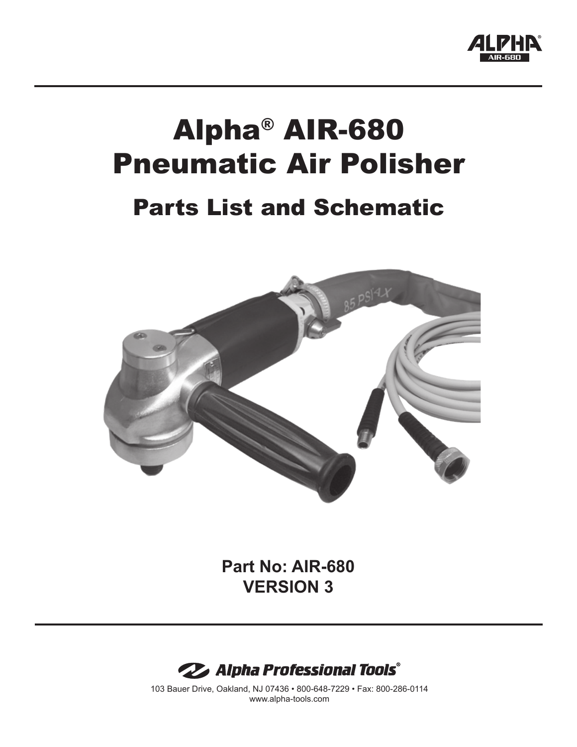# Alpha® AIR-680 Pneumatic Air Polisher

## Parts List and Schematic

**Part No: AIR-680**
**VERSION 3**

*Alpha Professional Tools®*

103 Bauer Drive, Oakland, NJ 07436 • 800-648-7229 • Fax: 800-286-0114
www.alpha-tools.com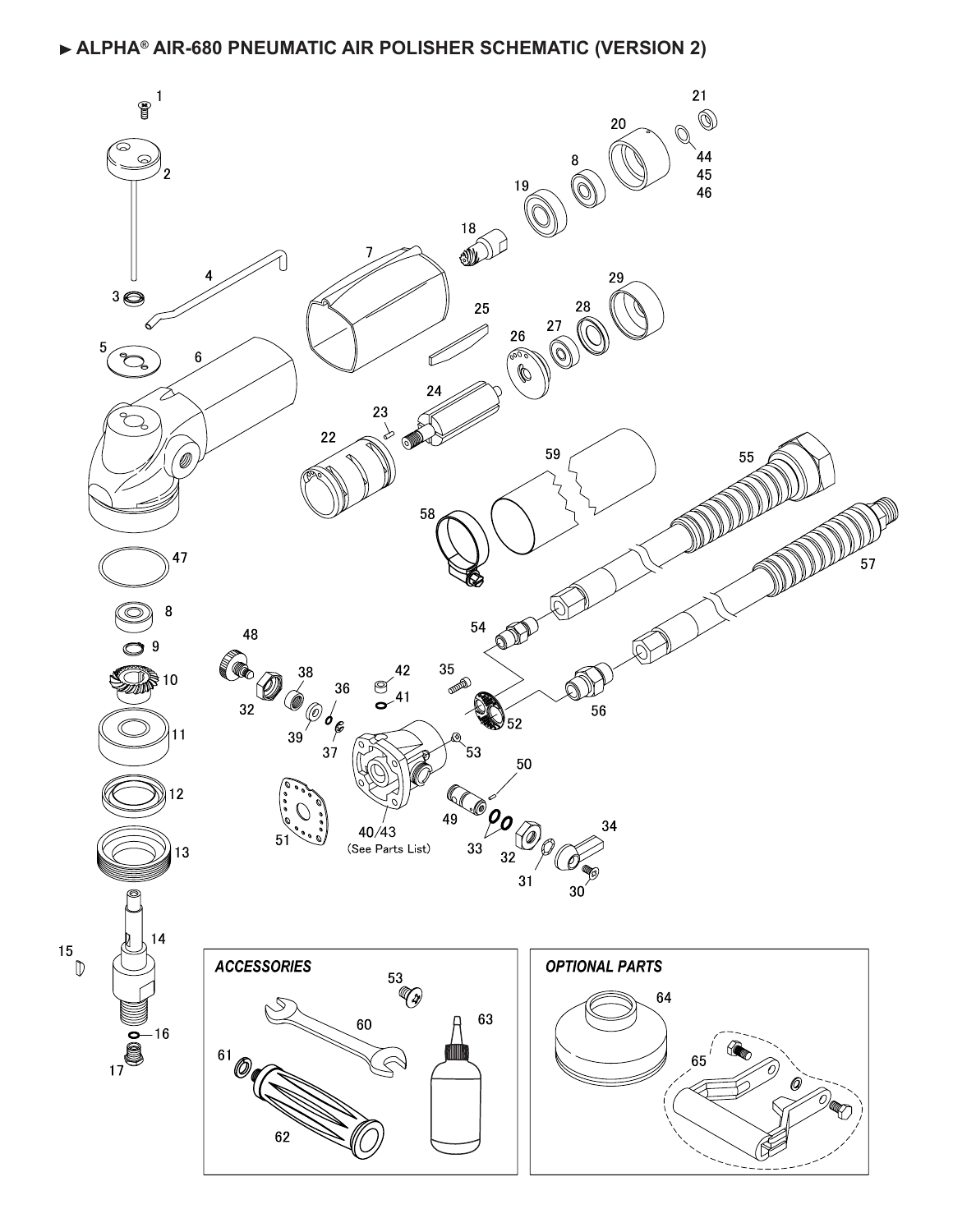# ► ALPHA® AIR-680 PNEUMATIC AIR POLISHER SCHEMATIC (VERSION 2)

1 2 3 4 5 6 7 8 9 10 11 12 13 14 15 16 17 18 19 20 21 22 23 24 25 26 27 28 29 30 31 32 33 34 35 36 37 38 39 40/43 (See Parts List) 41 42 44 45 46 47 48 49 50 51 52 53 54 55 56 57 58 59

*ACCESSORIES*

53 60 61 62 63

*OPTIONAL PARTS*

64 65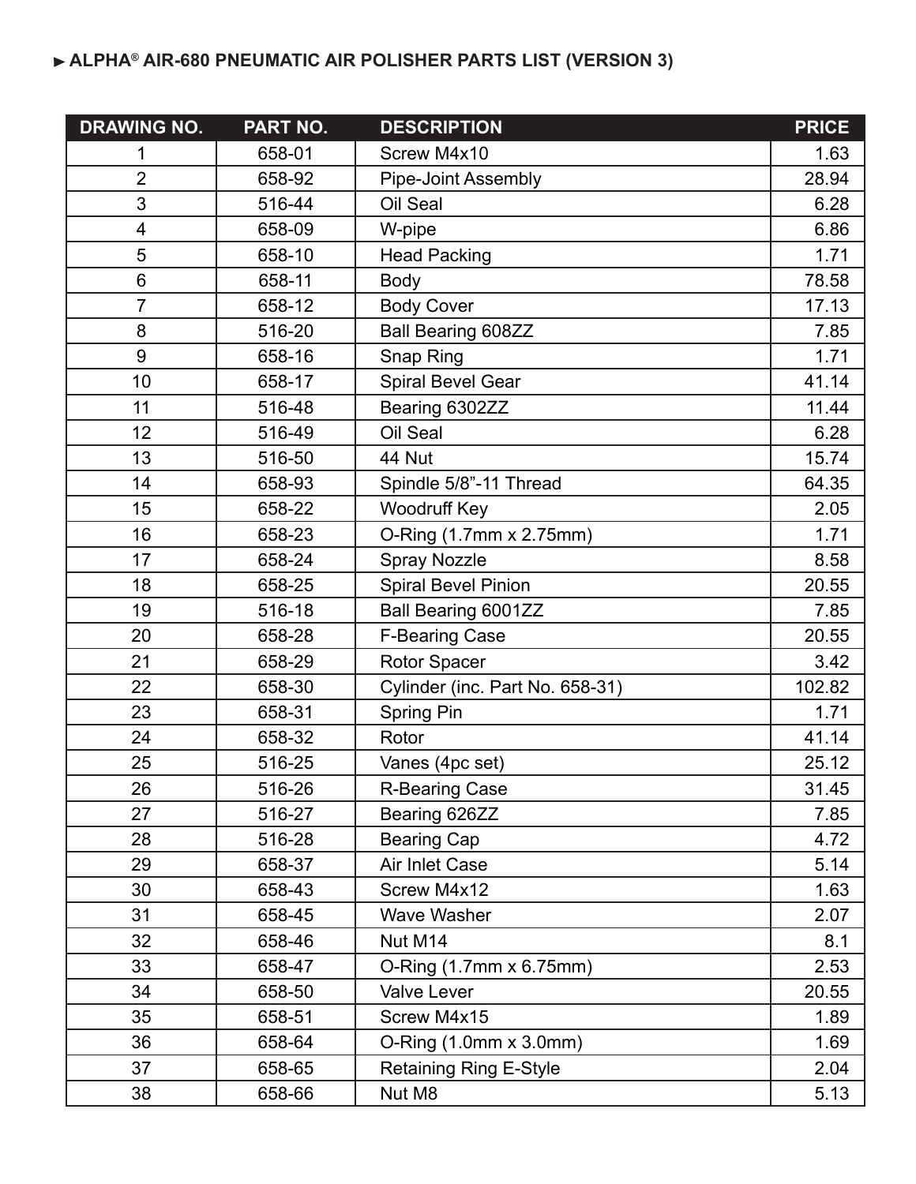► ALPHA® AIR-680 PNEUMATIC AIR POLISHER PARTS LIST (VERSION 3)

| DRAWING NO. | PART NO. | DESCRIPTION | PRICE |
|---|---|---|---|
| 1 | 658-01 | Screw M4x10 | 1.63 |
| 2 | 658-92 | Pipe-Joint Assembly | 28.94 |
| 3 | 516-44 | Oil Seal | 6.28 |
| 4 | 658-09 | W-pipe | 6.86 |
| 5 | 658-10 | Head Packing | 1.71 |
| 6 | 658-11 | Body | 78.58 |
| 7 | 658-12 | Body Cover | 17.13 |
| 8 | 516-20 | Ball Bearing 608ZZ | 7.85 |
| 9 | 658-16 | Snap Ring | 1.71 |
| 10 | 658-17 | Spiral Bevel Gear | 41.14 |
| 11 | 516-48 | Bearing 6302ZZ | 11.44 |
| 12 | 516-49 | Oil Seal | 6.28 |
| 13 | 516-50 | 44 Nut | 15.74 |
| 14 | 658-93 | Spindle 5/8”-11 Thread | 64.35 |
| 15 | 658-22 | Woodruff Key | 2.05 |
| 16 | 658-23 | O-Ring (1.7mm x 2.75mm) | 1.71 |
| 17 | 658-24 | Spray Nozzle | 8.58 |
| 18 | 658-25 | Spiral Bevel Pinion | 20.55 |
| 19 | 516-18 | Ball Bearing 6001ZZ | 7.85 |
| 20 | 658-28 | F-Bearing Case | 20.55 |
| 21 | 658-29 | Rotor Spacer | 3.42 |
| 22 | 658-30 | Cylinder (inc. Part No. 658-31) | 102.82 |
| 23 | 658-31 | Spring Pin | 1.71 |
| 24 | 658-32 | Rotor | 41.14 |
| 25 | 516-25 | Vanes (4pc set) | 25.12 |
| 26 | 516-26 | R-Bearing Case | 31.45 |
| 27 | 516-27 | Bearing 626ZZ | 7.85 |
| 28 | 516-28 | Bearing Cap | 4.72 |
| 29 | 658-37 | Air Inlet Case | 5.14 |
| 30 | 658-43 | Screw M4x12 | 1.63 |
| 31 | 658-45 | Wave Washer | 2.07 |
| 32 | 658-46 | Nut M14 | 8.1 |
| 33 | 658-47 | O-Ring (1.7mm x 6.75mm) | 2.53 |
| 34 | 658-50 | Valve Lever | 20.55 |
| 35 | 658-51 | Screw M4x15 | 1.89 |
| 36 | 658-64 | O-Ring (1.0mm x 3.0mm) | 1.69 |
| 37 | 658-65 | Retaining Ring E-Style | 2.04 |
| 38 | 658-66 | Nut M8 | 5.13 |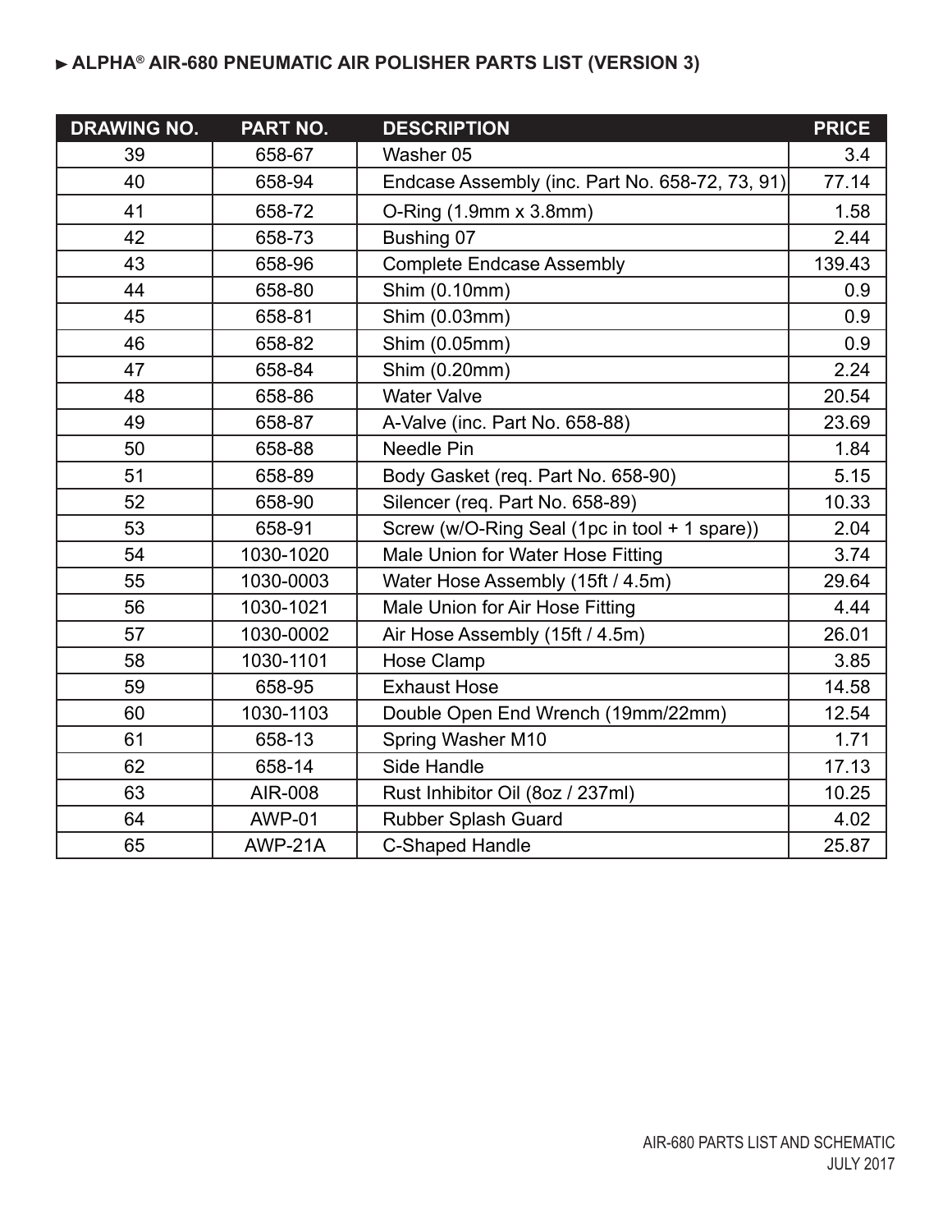### ▸ ALPHA® AIR-680 PNEUMATIC AIR POLISHER PARTS LIST (VERSION 3)

| DRAWING NO. | PART NO. | DESCRIPTION | PRICE |
|---|---|---|---|
| 39 | 658-67 | Washer 05 | 3.4 |
| 40 | 658-94 | Endcase Assembly (inc. Part No. 658-72, 73, 91) | 77.14 |
| 41 | 658-72 | O-Ring (1.9mm x 3.8mm) | 1.58 |
| 42 | 658-73 | Bushing 07 | 2.44 |
| 43 | 658-96 | Complete Endcase Assembly | 139.43 |
| 44 | 658-80 | Shim (0.10mm) | 0.9 |
| 45 | 658-81 | Shim (0.03mm) | 0.9 |
| 46 | 658-82 | Shim (0.05mm) | 0.9 |
| 47 | 658-84 | Shim (0.20mm) | 2.24 |
| 48 | 658-86 | Water Valve | 20.54 |
| 49 | 658-87 | A-Valve (inc. Part No. 658-88) | 23.69 |
| 50 | 658-88 | Needle Pin | 1.84 |
| 51 | 658-89 | Body Gasket (req. Part No. 658-90) | 5.15 |
| 52 | 658-90 | Silencer (req. Part No. 658-89) | 10.33 |
| 53 | 658-91 | Screw (w/O-Ring Seal (1pc in tool + 1 spare)) | 2.04 |
| 54 | 1030-1020 | Male Union for Water Hose Fitting | 3.74 |
| 55 | 1030-0003 | Water Hose Assembly (15ft / 4.5m) | 29.64 |
| 56 | 1030-1021 | Male Union for Air Hose Fitting | 4.44 |
| 57 | 1030-0002 | Air Hose Assembly (15ft / 4.5m) | 26.01 |
| 58 | 1030-1101 | Hose Clamp | 3.85 |
| 59 | 658-95 | Exhaust Hose | 14.58 |
| 60 | 1030-1103 | Double Open End Wrench (19mm/22mm) | 12.54 |
| 61 | 658-13 | Spring Washer M10 | 1.71 |
| 62 | 658-14 | Side Handle | 17.13 |
| 63 | AIR-008 | Rust Inhibitor Oil (8oz / 237ml) | 10.25 |
| 64 | AWP-01 | Rubber Splash Guard | 4.02 |
| 65 | AWP-21A | C-Shaped Handle | 25.87 |